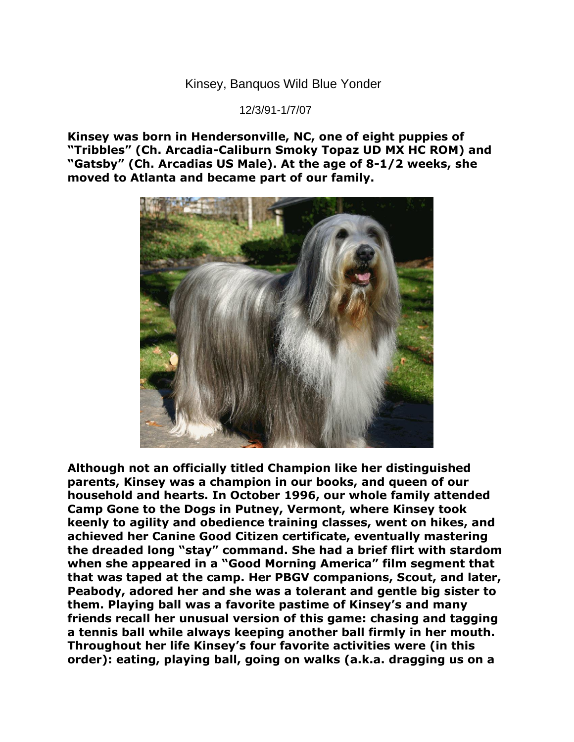Kinsey, Banquos Wild Blue Yonder

12/3/91-1/7/07

**Kinsey was born in Hendersonville, NC, one of eight puppies of "Tribbles" (Ch. Arcadia-Caliburn Smoky Topaz UD MX HC ROM) and "Gatsby" (Ch. Arcadias US Male). At the age of 8-1/2 weeks, she moved to Atlanta and became part of our family.**

**Although not an officially titled Champion like her distinguished parents, Kinsey was a champion in our books, and queen of our household and hearts. In October 1996, our whole family attended Camp Gone to the Dogs in Putney, Vermont, where Kinsey took keenly to agility and obedience training classes, went on hikes, and achieved her Canine Good Citizen certificate, eventually mastering the dreaded long "stay" command. She had a brief flirt with stardom when she appeared in a "Good Morning America" film segment that that was taped at the camp. Her PBGV companions, Scout, and later, Peabody, adored her and she was a tolerant and gentle big sister to them. Playing ball was a favorite pastime of Kinsey's and many friends recall her unusual version of this game: chasing and tagging a tennis ball while always keeping another ball firmly in her mouth. Throughout her life Kinsey's four favorite activities were (in this order): eating, playing ball, going on walks (a.k.a. dragging us on a**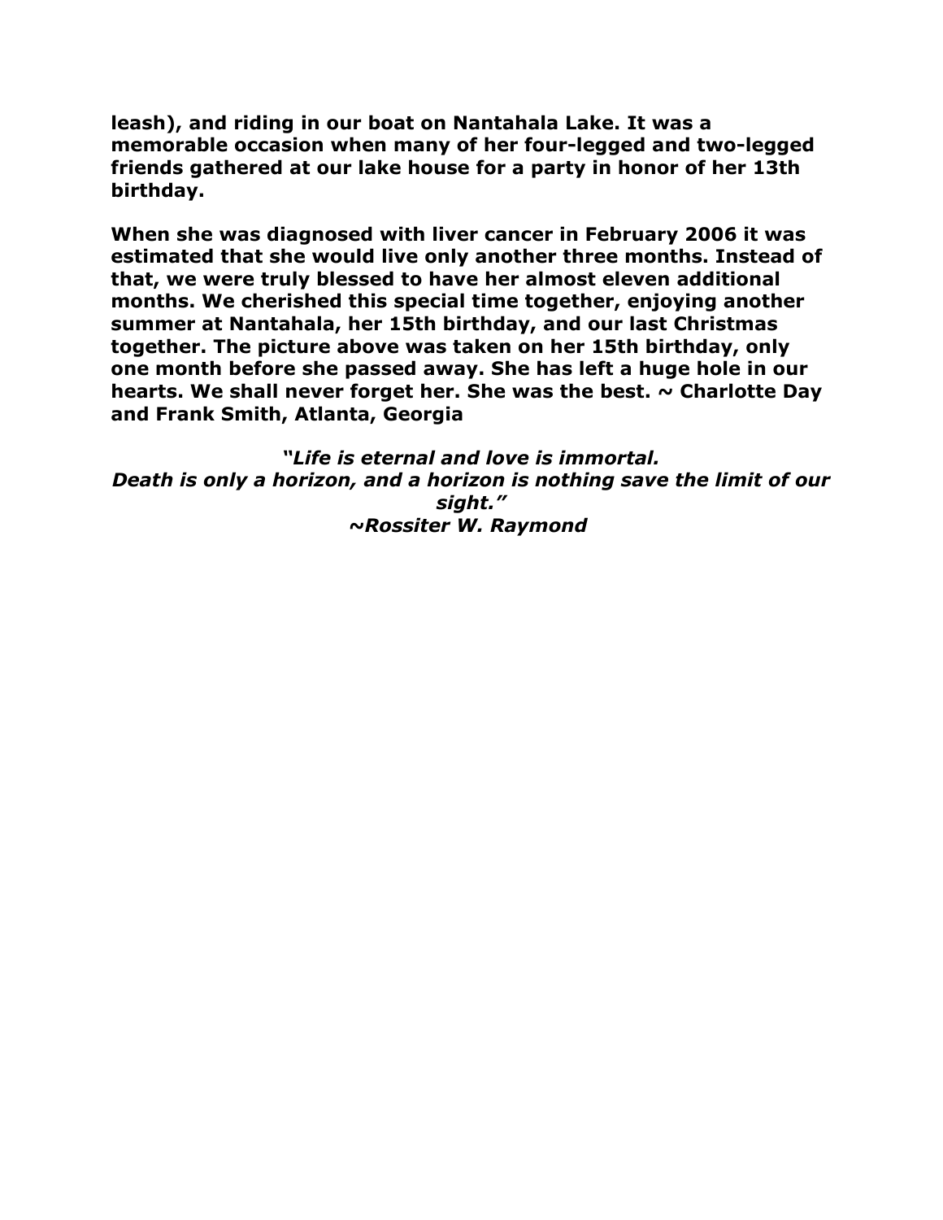**leash), and riding in our boat on Nantahala Lake. It was a memorable occasion when many of her four-legged and two-legged friends gathered at our lake house for a party in honor of her 13th birthday.**

**When she was diagnosed with liver cancer in February 2006 it was estimated that she would live only another three months. Instead of that, we were truly blessed to have her almost eleven additional months. We cherished this special time together, enjoying another summer at Nantahala, her 15th birthday, and our last Christmas together. The picture above was taken on her 15th birthday, only one month before she passed away. She has left a huge hole in our hearts. We shall never forget her. She was the best. ~ Charlotte Day and Frank Smith, Atlanta, Georgia**

***"Life is eternal and love is immortal.***
***Death is only a horizon, and a horizon is nothing save the limit of our sight."***
***~Rossiter W. Raymond***